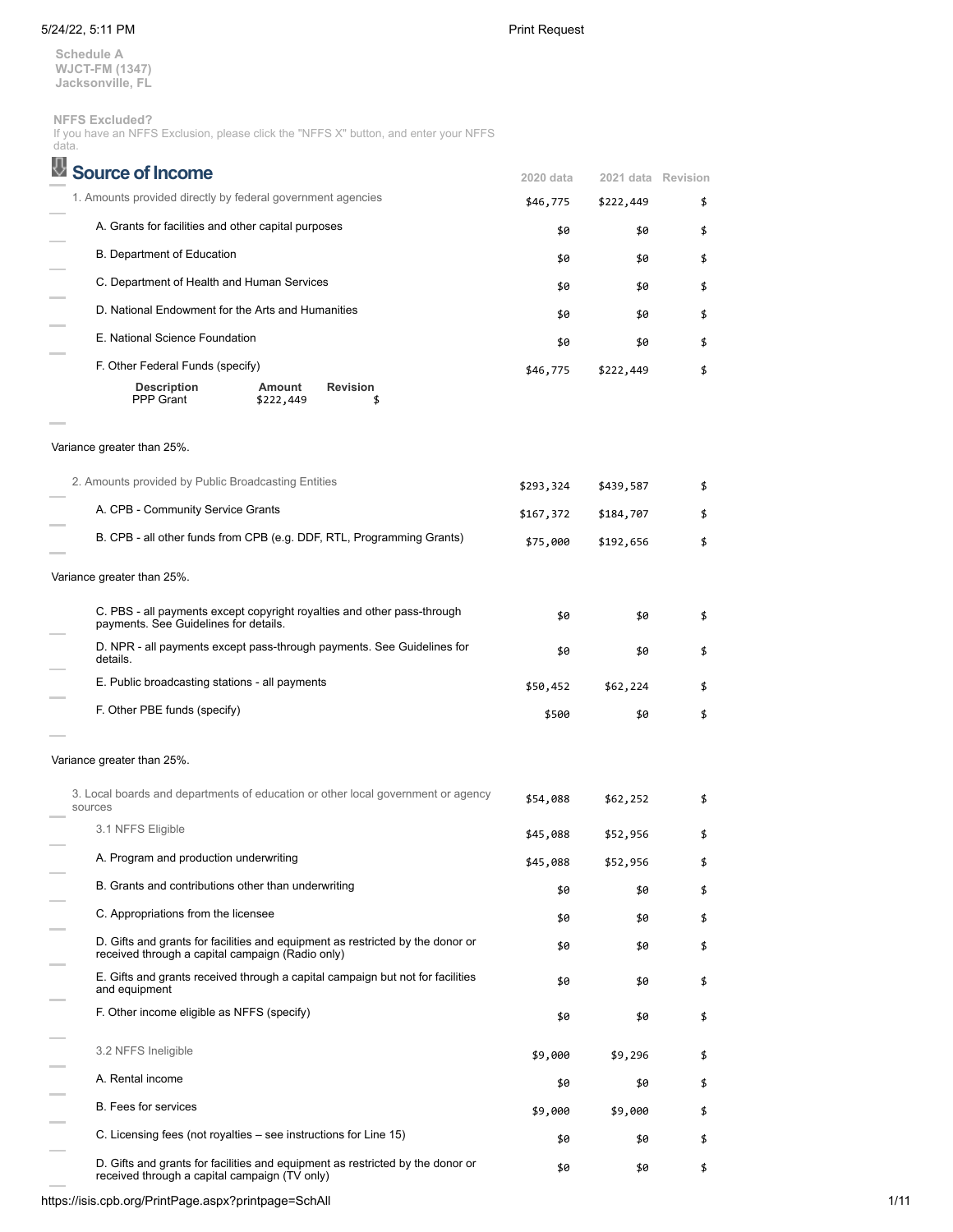Schedule A
WJCT-FM (1347)
Jacksonville, FL

**NFFS Excluded?**
If you have an NFFS Exclusion, please click the "NFFS X" button, and enter your NFFS data.

## Source of Income

| | 2020 data | 2021 data | Revision |
|---|---|---|---|
| 1. Amounts provided directly by federal government agencies | $46,775 | $222,449 | $ |
| A. Grants for facilities and other capital purposes | $0 | $0 | $ |
| B. Department of Education | $0 | $0 | $ |
| C. Department of Health and Human Services | $0 | $0 | $ |
| D. National Endowment for the Arts and Humanities | $0 | $0 | $ |
| E. National Science Foundation | $0 | $0 | $ |
| F. Other Federal Funds (specify) | $46,775 | $222,449 | $ |

| Description | Amount | Revision |
|---|---|---|
| PPP Grant | $222,449 | $ |

Variance greater than 25%.

| | 2020 data | 2021 data | Revision |
|---|---|---|---|
| 2. Amounts provided by Public Broadcasting Entities | $293,324 | $439,587 | $ |
| A. CPB - Community Service Grants | $167,372 | $184,707 | $ |
| B. CPB - all other funds from CPB (e.g. DDF, RTL, Programming Grants) | $75,000 | $192,656 | $ |

Variance greater than 25%.

| | 2020 data | 2021 data | Revision |
|---|---|---|---|
| C. PBS - all payments except copyright royalties and other pass-through payments. See Guidelines for details. | $0 | $0 | $ |
| D. NPR - all payments except pass-through payments. See Guidelines for details. | $0 | $0 | $ |
| E. Public broadcasting stations - all payments | $50,452 | $62,224 | $ |
| F. Other PBE funds (specify) | $500 | $0 | $ |

Variance greater than 25%.

| | 2020 data | 2021 data | Revision |
|---|---|---|---|
| 3. Local boards and departments of education or other local government or agency sources | $54,088 | $62,252 | $ |
| 3.1 NFFS Eligible | $45,088 | $52,956 | $ |
| A. Program and production underwriting | $45,088 | $52,956 | $ |
| B. Grants and contributions other than underwriting | $0 | $0 | $ |
| C. Appropriations from the licensee | $0 | $0 | $ |
| D. Gifts and grants for facilities and equipment as restricted by the donor or received through a capital campaign (Radio only) | $0 | $0 | $ |
| E. Gifts and grants received through a capital campaign but not for facilities and equipment | $0 | $0 | $ |
| F. Other income eligible as NFFS (specify) | $0 | $0 | $ |
| 3.2 NFFS Ineligible | $9,000 | $9,296 | $ |
| A. Rental income | $0 | $0 | $ |
| B. Fees for services | $9,000 | $9,000 | $ |
| C. Licensing fees (not royalties – see instructions for Line 15) | $0 | $0 | $ |
| D. Gifts and grants for facilities and equipment as restricted by the donor or received through a capital campaign (TV only) | $0 | $0 | $ |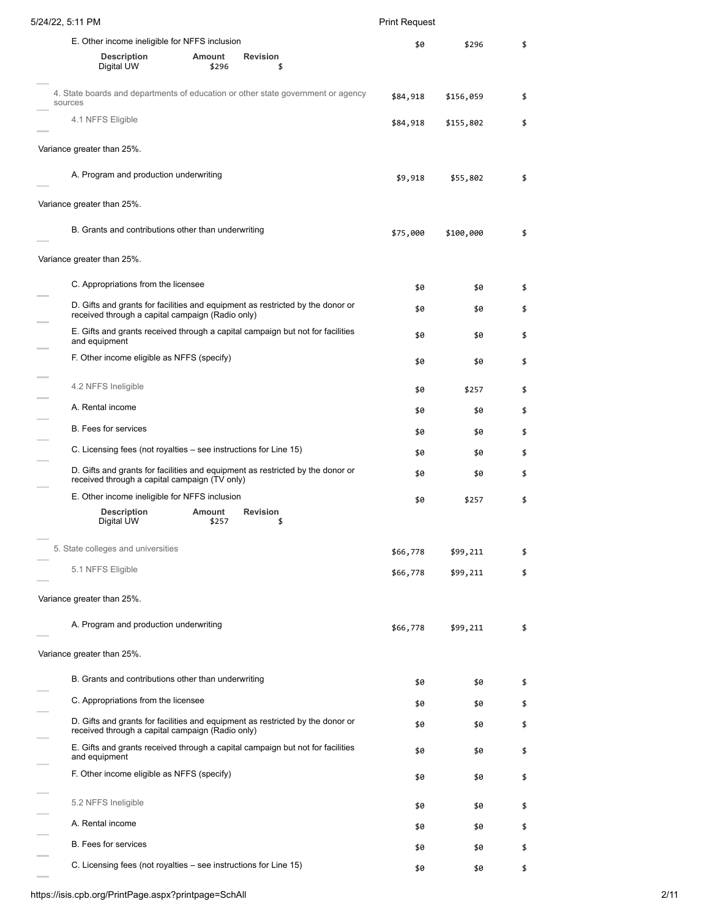| Line | | | |
|---|---|---|---|
| E. Other income ineligible for NFFS inclusion | $0 | $296 | $ |

| Description | Amount | Revision |
|---|---|---|
| Digital UW | $296 | $ |

| Line | | | |
|---|---|---|---|
| 4. State boards and departments of education or other state government or agency sources | $84,918 | $156,059 | $ |
| 4.1 NFFS Eligible | $84,918 | $155,802 | $ |

Variance greater than 25%.

| Line | | | |
|---|---|---|---|
| A. Program and production underwriting | $9,918 | $55,802 | $ |

Variance greater than 25%.

| Line | | | |
|---|---|---|---|
| B. Grants and contributions other than underwriting | $75,000 | $100,000 | $ |

Variance greater than 25%.

| Line | | | |
|---|---|---|---|
| C. Appropriations from the licensee | $0 | $0 | $ |
| D. Gifts and grants for facilities and equipment as restricted by the donor or received through a capital campaign (Radio only) | $0 | $0 | $ |
| E. Gifts and grants received through a capital campaign but not for facilities and equipment | $0 | $0 | $ |
| F. Other income eligible as NFFS (specify) | $0 | $0 | $ |
| 4.2 NFFS Ineligible | $0 | $257 | $ |
| A. Rental income | $0 | $0 | $ |
| B. Fees for services | $0 | $0 | $ |
| C. Licensing fees (not royalties – see instructions for Line 15) | $0 | $0 | $ |
| D. Gifts and grants for facilities and equipment as restricted by the donor or received through a capital campaign (TV only) | $0 | $0 | $ |
| E. Other income ineligible for NFFS inclusion | $0 | $257 | $ |

| Description | Amount | Revision |
|---|---|---|
| Digital UW | $257 | $ |

| Line | | | |
|---|---|---|---|
| 5. State colleges and universities | $66,778 | $99,211 | $ |
| 5.1 NFFS Eligible | $66,778 | $99,211 | $ |

Variance greater than 25%.

| Line | | | |
|---|---|---|---|
| A. Program and production underwriting | $66,778 | $99,211 | $ |

Variance greater than 25%.

| Line | | | |
|---|---|---|---|
| B. Grants and contributions other than underwriting | $0 | $0 | $ |
| C. Appropriations from the licensee | $0 | $0 | $ |
| D. Gifts and grants for facilities and equipment as restricted by the donor or received through a capital campaign (Radio only) | $0 | $0 | $ |
| E. Gifts and grants received through a capital campaign but not for facilities and equipment | $0 | $0 | $ |
| F. Other income eligible as NFFS (specify) | $0 | $0 | $ |
| 5.2 NFFS Ineligible | $0 | $0 | $ |
| A. Rental income | $0 | $0 | $ |
| B. Fees for services | $0 | $0 | $ |
| C. Licensing fees (not royalties – see instructions for Line 15) | $0 | $0 | $ |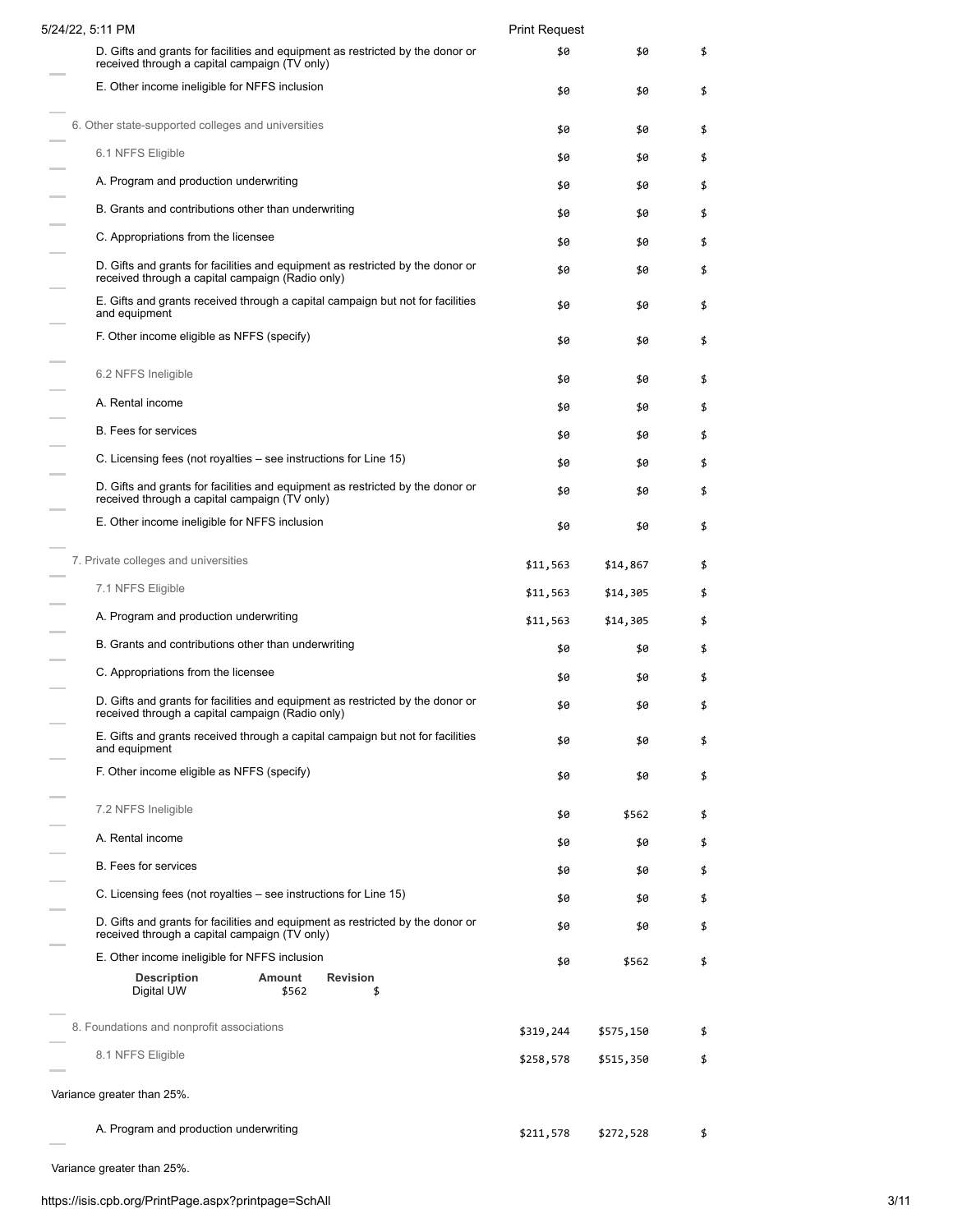| | | | |
|---|---|---|---|
| D. Gifts and grants for facilities and equipment as restricted by the donor or received through a capital campaign (TV only) | $0 | $0 | $ |
| E. Other income ineligible for NFFS inclusion | $0 | $0 | $ |
| 6. Other state-supported colleges and universities | $0 | $0 | $ |
| 6.1 NFFS Eligible | $0 | $0 | $ |
| A. Program and production underwriting | $0 | $0 | $ |
| B. Grants and contributions other than underwriting | $0 | $0 | $ |
| C. Appropriations from the licensee | $0 | $0 | $ |
| D. Gifts and grants for facilities and equipment as restricted by the donor or received through a capital campaign (Radio only) | $0 | $0 | $ |
| E. Gifts and grants received through a capital campaign but not for facilities and equipment | $0 | $0 | $ |
| F. Other income eligible as NFFS (specify) | $0 | $0 | $ |
| 6.2 NFFS Ineligible | $0 | $0 | $ |
| A. Rental income | $0 | $0 | $ |
| B. Fees for services | $0 | $0 | $ |
| C. Licensing fees (not royalties – see instructions for Line 15) | $0 | $0 | $ |
| D. Gifts and grants for facilities and equipment as restricted by the donor or received through a capital campaign (TV only) | $0 | $0 | $ |
| E. Other income ineligible for NFFS inclusion | $0 | $0 | $ |
| 7. Private colleges and universities | $11,563 | $14,867 | $ |
| 7.1 NFFS Eligible | $11,563 | $14,305 | $ |
| A. Program and production underwriting | $11,563 | $14,305 | $ |
| B. Grants and contributions other than underwriting | $0 | $0 | $ |
| C. Appropriations from the licensee | $0 | $0 | $ |
| D. Gifts and grants for facilities and equipment as restricted by the donor or received through a capital campaign (Radio only) | $0 | $0 | $ |
| E. Gifts and grants received through a capital campaign but not for facilities and equipment | $0 | $0 | $ |
| F. Other income eligible as NFFS (specify) | $0 | $0 | $ |
| 7.2 NFFS Ineligible | $0 | $562 | $ |
| A. Rental income | $0 | $0 | $ |
| B. Fees for services | $0 | $0 | $ |
| C. Licensing fees (not royalties – see instructions for Line 15) | $0 | $0 | $ |
| D. Gifts and grants for facilities and equipment as restricted by the donor or received through a capital campaign (TV only) | $0 | $0 | $ |
| E. Other income ineligible for NFFS inclusion | $0 | $562 | $ |

| Description | Amount | Revision |
|---|---|---|
| Digital UW | $562 | $ |

| | | | |
|---|---|---|---|
| 8. Foundations and nonprofit associations | $319,244 | $575,150 | $ |
| 8.1 NFFS Eligible | $258,578 | $515,350 | $ |

Variance greater than 25%.

| | | | |
|---|---|---|---|
| A. Program and production underwriting | $211,578 | $272,528 | $ |

Variance greater than 25%.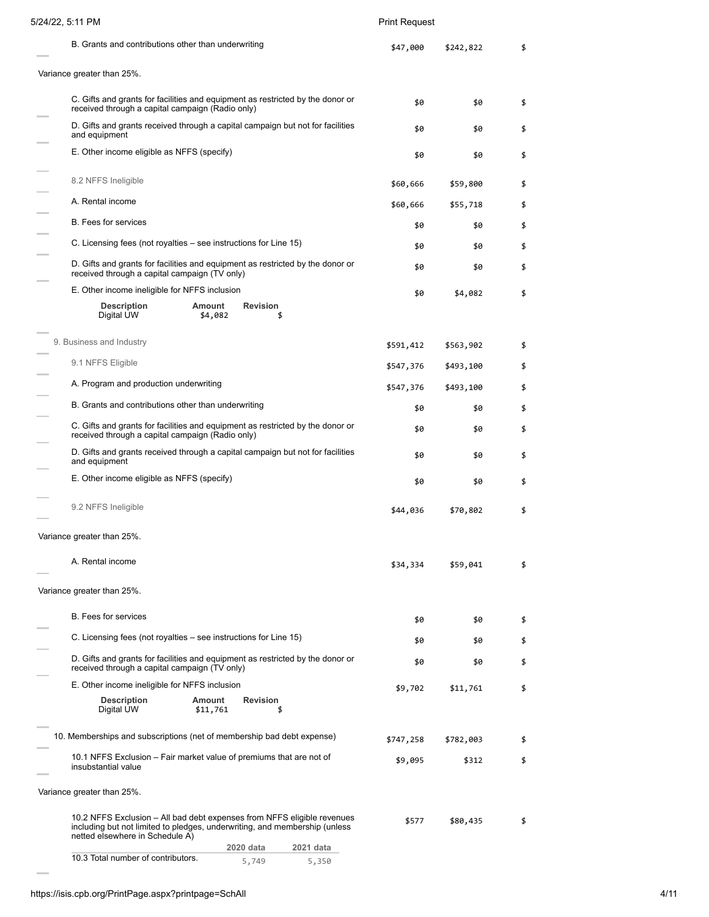| Item | 2020 | 2021 | Revision |
|---|---|---|---|
| B. Grants and contributions other than underwriting | $47,000 | $242,822 | $ |
| Variance greater than 25%. | | | |
| C. Gifts and grants for facilities and equipment as restricted by the donor or received through a capital campaign (Radio only) | $0 | $0 | $ |
| D. Gifts and grants received through a capital campaign but not for facilities and equipment | $0 | $0 | $ |
| E. Other income eligible as NFFS (specify) | $0 | $0 | $ |
| 8.2 NFFS Ineligible | $60,666 | $59,800 | $ |
| A. Rental income | $60,666 | $55,718 | $ |
| B. Fees for services | $0 | $0 | $ |
| C. Licensing fees (not royalties – see instructions for Line 15) | $0 | $0 | $ |
| D. Gifts and grants for facilities and equipment as restricted by the donor or received through a capital campaign (TV only) | $0 | $0 | $ |
| E. Other income ineligible for NFFS inclusion | $0 | $4,082 | $ |

| Description | Amount | Revision |
|---|---|---|
| Digital UW | $4,082 | $ |

| Item | 2020 | 2021 | Revision |
|---|---|---|---|
| 9. Business and Industry | $591,412 | $563,902 | $ |
| 9.1 NFFS Eligible | $547,376 | $493,100 | $ |
| A. Program and production underwriting | $547,376 | $493,100 | $ |
| B. Grants and contributions other than underwriting | $0 | $0 | $ |
| C. Gifts and grants for facilities and equipment as restricted by the donor or received through a capital campaign (Radio only) | $0 | $0 | $ |
| D. Gifts and grants received through a capital campaign but not for facilities and equipment | $0 | $0 | $ |
| E. Other income eligible as NFFS (specify) | $0 | $0 | $ |
| 9.2 NFFS Ineligible | $44,036 | $70,802 | $ |
| Variance greater than 25%. | | | |
| A. Rental income | $34,334 | $59,041 | $ |
| Variance greater than 25%. | | | |
| B. Fees for services | $0 | $0 | $ |
| C. Licensing fees (not royalties – see instructions for Line 15) | $0 | $0 | $ |
| D. Gifts and grants for facilities and equipment as restricted by the donor or received through a capital campaign (TV only) | $0 | $0 | $ |
| E. Other income ineligible for NFFS inclusion | $9,702 | $11,761 | $ |

| Description | Amount | Revision |
|---|---|---|
| Digital UW | $11,761 | $ |

| Item | 2020 | 2021 | Revision |
|---|---|---|---|
| 10. Memberships and subscriptions (net of membership bad debt expense) | $747,258 | $782,003 | $ |
| 10.1 NFFS Exclusion – Fair market value of premiums that are not of insubstantial value | $9,095 | $312 | $ |
| Variance greater than 25%. | | | |
| 10.2 NFFS Exclusion – All bad debt expenses from NFFS eligible revenues including but not limited to pledges, underwriting, and membership (unless netted elsewhere in Schedule A) | $577 | $80,435 | $ |

| | 2020 data | 2021 data |
|---|---|---|
| 10.3 Total number of contributors. | 5,749 | 5,350 |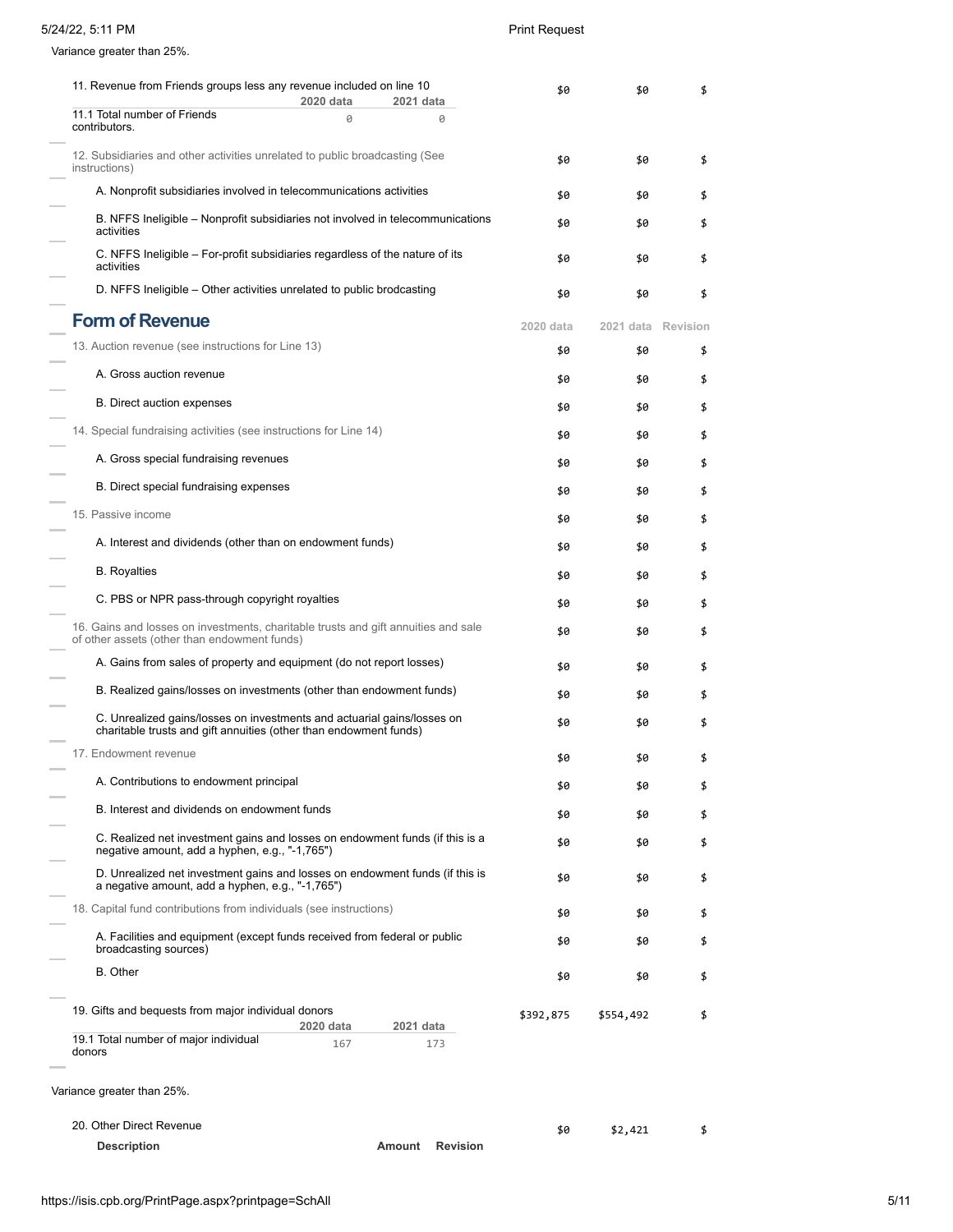Variance greater than 25%.

| | 2020 data | 2021 data | Revision |
|---|---|---|---|
| 11. Revenue from Friends groups less any revenue included on line 10 | $0 | $0 | $ |
| 11.1 Total number of Friends contributors. (2020 data: 0; 2021 data: 0) | | | |
| 12. Subsidiaries and other activities unrelated to public broadcasting (See instructions) | $0 | $0 | $ |
| A. Nonprofit subsidiaries involved in telecommunications activities | $0 | $0 | $ |
| B. NFFS Ineligible – Nonprofit subsidiaries not involved in telecommunications activities | $0 | $0 | $ |
| C. NFFS Ineligible – For-profit subsidiaries regardless of the nature of its activities | $0 | $0 | $ |
| D. NFFS Ineligible – Other activities unrelated to public brodcasting | $0 | $0 | $ |

## Form of Revenue

| | 2020 data | 2021 data | Revision |
|---|---|---|---|
| 13. Auction revenue (see instructions for Line 13) | $0 | $0 | $ |
| A. Gross auction revenue | $0 | $0 | $ |
| B. Direct auction expenses | $0 | $0 | $ |
| 14. Special fundraising activities (see instructions for Line 14) | $0 | $0 | $ |
| A. Gross special fundraising revenues | $0 | $0 | $ |
| B. Direct special fundraising expenses | $0 | $0 | $ |
| 15. Passive income | $0 | $0 | $ |
| A. Interest and dividends (other than on endowment funds) | $0 | $0 | $ |
| B. Royalties | $0 | $0 | $ |
| C. PBS or NPR pass-through copyright royalties | $0 | $0 | $ |
| 16. Gains and losses on investments, charitable trusts and gift annuities and sale of other assets (other than endowment funds) | $0 | $0 | $ |
| A. Gains from sales of property and equipment (do not report losses) | $0 | $0 | $ |
| B. Realized gains/losses on investments (other than endowment funds) | $0 | $0 | $ |
| C. Unrealized gains/losses on investments and actuarial gains/losses on charitable trusts and gift annuities (other than endowment funds) | $0 | $0 | $ |
| 17. Endowment revenue | $0 | $0 | $ |
| A. Contributions to endowment principal | $0 | $0 | $ |
| B. Interest and dividends on endowment funds | $0 | $0 | $ |
| C. Realized net investment gains and losses on endowment funds (if this is a negative amount, add a hyphen, e.g., "-1,765") | $0 | $0 | $ |
| D. Unrealized net investment gains and losses on endowment funds (if this is a negative amount, add a hyphen, e.g., "-1,765") | $0 | $0 | $ |
| 18. Capital fund contributions from individuals (see instructions) | $0 | $0 | $ |
| A. Facilities and equipment (except funds received from federal or public broadcasting sources) | $0 | $0 | $ |
| B. Other | $0 | $0 | $ |
| 19. Gifts and bequests from major individual donors | $392,875 | $554,492 | $ |
| 19.1 Total number of major individual donors (2020 data: 167; 2021 data: 173) | | | |

Variance greater than 25%.

| | 2020 data | 2021 data | Revision |
|---|---|---|---|
| 20. Other Direct Revenue | $0 | $2,421 | $ |

| Description | Amount | Revision |
|---|---|---|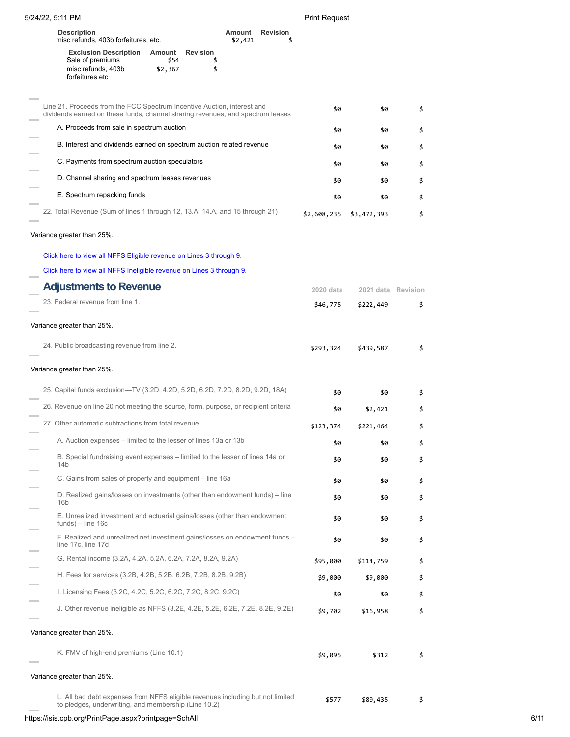| Description | Amount | Revision |
|---|---|---|
| misc refunds, 403b forfeitures, etc. | $2,421 | $ |

| Exclusion Description | Amount | Revision |
|---|---|---|
| Sale of premiums | $54 | $ |
| misc refunds, 403b forfeitures etc | $2,367 | $ |

| | | | |
|---|---|---|---|
| Line 21. Proceeds from the FCC Spectrum Incentive Auction, interest and dividends earned on these funds, channel sharing revenues, and spectrum leases | $0 | $0 | $ |
| A. Proceeds from sale in spectrum auction | $0 | $0 | $ |
| B. Interest and dividends earned on spectrum auction related revenue | $0 | $0 | $ |
| C. Payments from spectrum auction speculators | $0 | $0 | $ |
| D. Channel sharing and spectrum leases revenues | $0 | $0 | $ |
| E. Spectrum repacking funds | $0 | $0 | $ |
| 22. Total Revenue (Sum of lines 1 through 12, 13.A, 14.A, and 15 through 21) | $2,608,235 | $3,472,393 | $ |

Variance greater than 25%.

Click here to view all NFFS Eligible revenue on Lines 3 through 9.

Click here to view all NFFS Ineligible revenue on Lines 3 through 9.

## Adjustments to Revenue

| | 2020 data | 2021 data | Revision |
|---|---|---|---|
| 23. Federal revenue from line 1. | $46,775 | $222,449 | $ |

Variance greater than 25%.

| | | | |
|---|---|---|---|
| 24. Public broadcasting revenue from line 2. | $293,324 | $439,587 | $ |

Variance greater than 25%.

| | | | |
|---|---|---|---|
| 25. Capital funds exclusion—TV (3.2D, 4.2D, 5.2D, 6.2D, 7.2D, 8.2D, 9.2D, 18A) | $0 | $0 | $ |
| 26. Revenue on line 20 not meeting the source, form, purpose, or recipient criteria | $0 | $2,421 | $ |
| 27. Other automatic subtractions from total revenue | $123,374 | $221,464 | $ |
| A. Auction expenses – limited to the lesser of lines 13a or 13b | $0 | $0 | $ |
| B. Special fundraising event expenses – limited to the lesser of lines 14a or 14b | $0 | $0 | $ |
| C. Gains from sales of property and equipment – line 16a | $0 | $0 | $ |
| D. Realized gains/losses on investments (other than endowment funds) – line 16b | $0 | $0 | $ |
| E. Unrealized investment and actuarial gains/losses (other than endowment funds) – line 16c | $0 | $0 | $ |
| F. Realized and unrealized net investment gains/losses on endowment funds – line 17c, line 17d | $0 | $0 | $ |
| G. Rental income (3.2A, 4.2A, 5.2A, 6.2A, 7.2A, 8.2A, 9.2A) | $95,000 | $114,759 | $ |
| H. Fees for services (3.2B, 4.2B, 5.2B, 6.2B, 7.2B, 8.2B, 9.2B) | $9,000 | $9,000 | $ |
| I. Licensing Fees (3.2C, 4.2C, 5.2C, 6.2C, 7.2C, 8.2C, 9.2C) | $0 | $0 | $ |
| J. Other revenue ineligible as NFFS (3.2E, 4.2E, 5.2E, 6.2E, 7.2E, 8.2E, 9.2E) | $9,702 | $16,958 | $ |

Variance greater than 25%.

| | | | |
|---|---|---|---|
| K. FMV of high-end premiums (Line 10.1) | $9,095 | $312 | $ |

Variance greater than 25%.

| | | | |
|---|---|---|---|
| L. All bad debt expenses from NFFS eligible revenues including but not limited to pledges, underwriting, and membership (Line 10.2) | $577 | $80,435 | $ |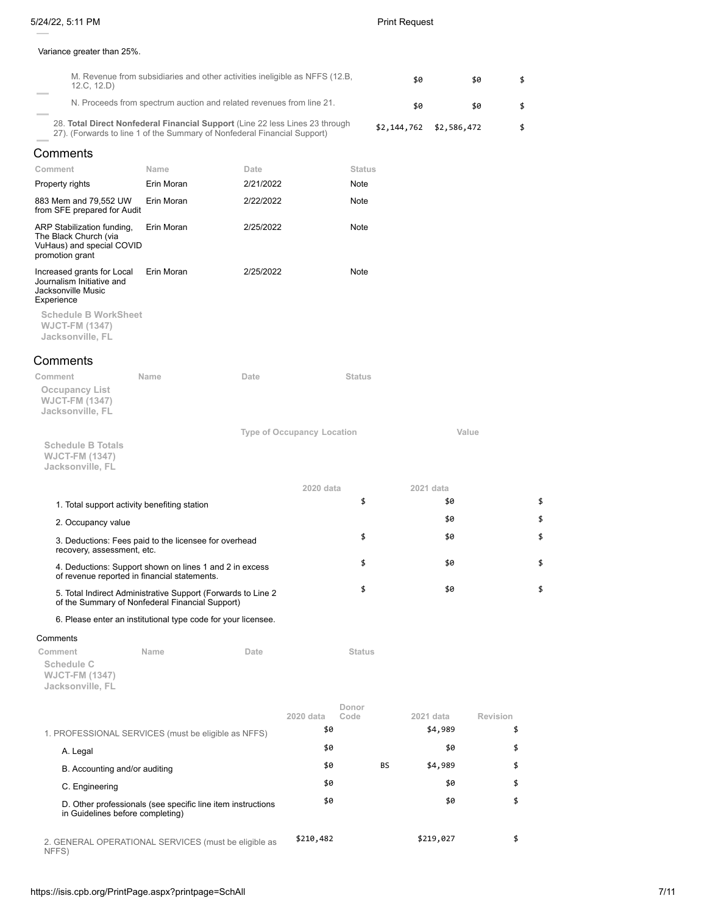Variance greater than 25%.

| | | | |
|---|---|---|---|
| M. Revenue from subsidiaries and other activities ineligible as NFFS (12.B, 12.C, 12.D) | $0 | $0 | $ |
| N. Proceeds from spectrum auction and related revenues from line 21. | $0 | $0 | $ |
| 28. **Total Direct Nonfederal Financial Support** (Line 22 less Lines 23 through 27). (Forwards to line 1 of the Summary of Nonfederal Financial Support) | $2,144,762 | $2,586,472 | $ |

## Comments

| Comment | Name | Date | Status |
|---|---|---|---|
| Property rights | Erin Moran | 2/21/2022 | Note |
| 883 Mem and 79,552 UW from SFE prepared for Audit | Erin Moran | 2/22/2022 | Note |
| ARP Stabilization funding, The Black Church (via VuHaus) and special COVID promotion grant | Erin Moran | 2/25/2022 | Note |
| Increased grants for Local Journalism Initiative and Jacksonville Music Experience | Erin Moran | 2/25/2022 | Note |

**Schedule B WorkSheet**
**WJCT-FM (1347)**
**Jacksonville, FL**

## Comments

| Comment | Name | Date | Status |
|---|---|---|---|

**Occupancy List**
**WJCT-FM (1347)**
**Jacksonville, FL**

| Type of Occupancy | Location | Value |
|---|---|---|

**Schedule B Totals**
**WJCT-FM (1347)**
**Jacksonville, FL**

| | 2020 data | 2021 data | |
|---|---|---|---|
| 1. Total support activity benefiting station | $ | $0 | $ |
| 2. Occupancy value | | $0 | $ |
| 3. Deductions: Fees paid to the licensee for overhead recovery, assessment, etc. | $ | $0 | $ |
| 4. Deductions: Support shown on lines 1 and 2 in excess of revenue reported in financial statements. | $ | $0 | $ |
| 5. Total Indirect Administrative Support (Forwards to Line 2 of the Summary of Nonfederal Financial Support) | $ | $0 | $ |
| 6. Please enter an institutional type code for your licensee. | | | |

Comments

| Comment | Name | Date | Status |
|---|---|---|---|

**Schedule C**
**WJCT-FM (1347)**
**Jacksonville, FL**

| | 2020 data | Donor Code | 2021 data | Revision |
|---|---|---|---|---|
| 1. PROFESSIONAL SERVICES (must be eligible as NFFS) | $0 | | $4,989 | $ |
| A. Legal | $0 | | $0 | $ |
| B. Accounting and/or auditing | $0 | BS | $4,989 | $ |
| C. Engineering | $0 | | $0 | $ |
| D. Other professionals (see specific line item instructions in Guidelines before completing) | $0 | | $0 | $ |
| 2. GENERAL OPERATIONAL SERVICES (must be eligible as NFFS) | $210,482 | | $219,027 | $ |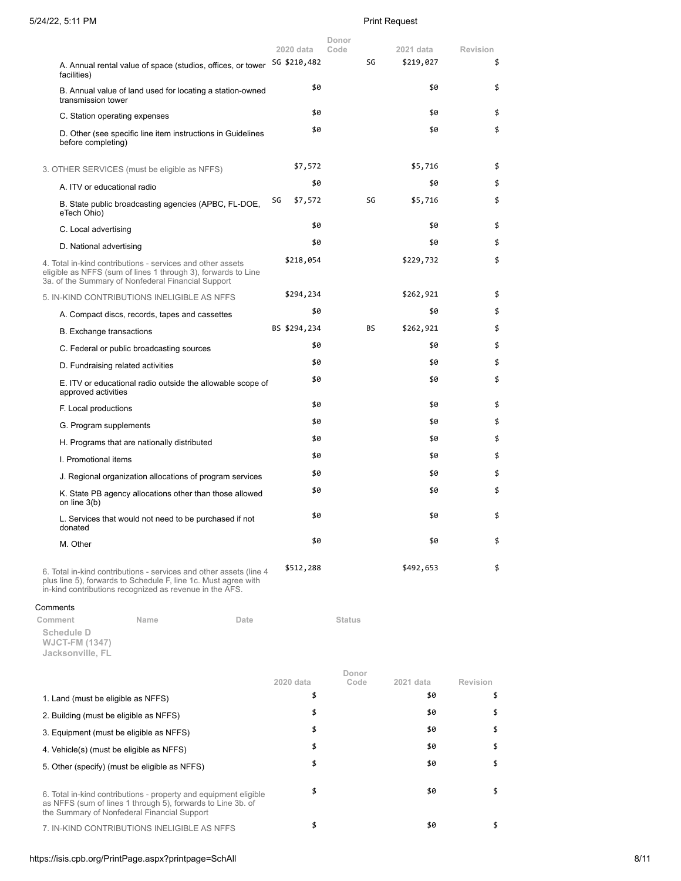| | 2020 data | Donor Code | 2021 data | Revision |
|---|---|---|---|---|
| A. Annual rental value of space (studios, offices, or tower facilities) | SG $210,482 | SG | $219,027 | $ |
| B. Annual value of land used for locating a station-owned transmission tower | $0 | | $0 | $ |
| C. Station operating expenses | $0 | | $0 | $ |
| D. Other (see specific line item instructions in Guidelines before completing) | $0 | | $0 | $ |
| 3. OTHER SERVICES (must be eligible as NFFS) | $7,572 | | $5,716 | $ |
| A. ITV or educational radio | $0 | | $0 | $ |
| B. State public broadcasting agencies (APBC, FL-DOE, eTech Ohio) | SG $7,572 | SG | $5,716 | $ |
| C. Local advertising | $0 | | $0 | $ |
| D. National advertising | $0 | | $0 | $ |
| 4. Total in-kind contributions - services and other assets eligible as NFFS (sum of lines 1 through 3), forwards to Line 3a. of the Summary of Nonfederal Financial Support | $218,054 | | $229,732 | $ |
| 5. IN-KIND CONTRIBUTIONS INELIGIBLE AS NFFS | $294,234 | | $262,921 | $ |
| A. Compact discs, records, tapes and cassettes | $0 | | $0 | $ |
| B. Exchange transactions | BS $294,234 | BS | $262,921 | $ |
| C. Federal or public broadcasting sources | $0 | | $0 | $ |
| D. Fundraising related activities | $0 | | $0 | $ |
| E. ITV or educational radio outside the allowable scope of approved activities | $0 | | $0 | $ |
| F. Local productions | $0 | | $0 | $ |
| G. Program supplements | $0 | | $0 | $ |
| H. Programs that are nationally distributed | $0 | | $0 | $ |
| I. Promotional items | $0 | | $0 | $ |
| J. Regional organization allocations of program services | $0 | | $0 | $ |
| K. State PB agency allocations other than those allowed on line 3(b) | $0 | | $0 | $ |
| L. Services that would not need to be purchased if not donated | $0 | | $0 | $ |
| M. Other | $0 | | $0 | $ |
| 6. Total in-kind contributions - services and other assets (line 4 plus line 5), forwards to Schedule F, line 1c. Must agree with in-kind contributions recognized as revenue in the AFS. | $512,288 | | $492,653 | $ |

Comments

| Comment | Name | Date | Status |
|---|---|---|---|

**Schedule D**
**WJCT-FM (1347)**
**Jacksonville, FL**

| | 2020 data | Donor Code | 2021 data | Revision |
|---|---|---|---|---|
| 1. Land (must be eligible as NFFS) | $ | | $0 | $ |
| 2. Building (must be eligible as NFFS) | $ | | $0 | $ |
| 3. Equipment (must be eligible as NFFS) | $ | | $0 | $ |
| 4. Vehicle(s) (must be eligible as NFFS) | $ | | $0 | $ |
| 5. Other (specify) (must be eligible as NFFS) | $ | | $0 | $ |
| 6. Total in-kind contributions - property and equipment eligible as NFFS (sum of lines 1 through 5), forwards to Line 3b. of the Summary of Nonfederal Financial Support | $ | | $0 | $ |
| 7. IN-KIND CONTRIBUTIONS INELIGIBLE AS NFFS | $ | | $0 | $ |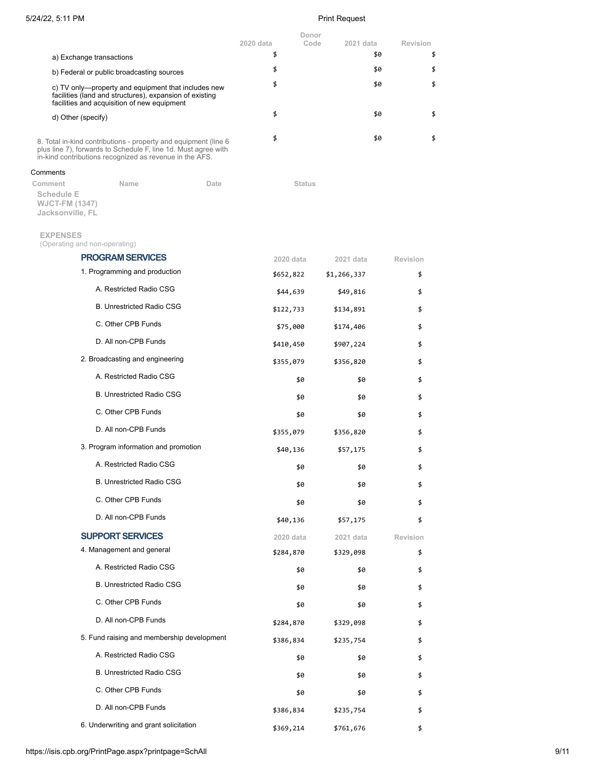| | 2020 data | Donor Code | 2021 data | Revision |
|---|---|---|---|---|
| a) Exchange transactions | $ | | $0 | $ |
| b) Federal or public broadcasting sources | $ | | $0 | $ |
| c) TV only—property and equipment that includes new facilities (land and structures), expansion of existing facilities and acquisition of new equipment | $ | | $0 | $ |
| d) Other (specify) | $ | | $0 | $ |
| 8. Total in-kind contributions - property and equipment (line 6 plus line 7), forwards to Schedule F, line 1d. Must agree with in-kind contributions recognized as revenue in the AFS. | $ | | $0 | $ |

Comments

| Comment | Name | Date | Status |
|---|---|---|---|

**Schedule E**
**WJCT-FM (1347)**
**Jacksonville, FL**

**EXPENSES**
(Operating and non-operating)

| PROGRAM SERVICES | 2020 data | 2021 data | Revision |
|---|---|---|---|
| 1. Programming and production | $652,822 | $1,266,337 | $ |
| A. Restricted Radio CSG | $44,639 | $49,816 | $ |
| B. Unrestricted Radio CSG | $122,733 | $134,891 | $ |
| C. Other CPB Funds | $75,000 | $174,406 | $ |
| D. All non-CPB Funds | $410,450 | $907,224 | $ |
| 2. Broadcasting and engineering | $355,079 | $356,820 | $ |
| A. Restricted Radio CSG | $0 | $0 | $ |
| B. Unrestricted Radio CSG | $0 | $0 | $ |
| C. Other CPB Funds | $0 | $0 | $ |
| D. All non-CPB Funds | $355,079 | $356,820 | $ |
| 3. Program information and promotion | $40,136 | $57,175 | $ |
| A. Restricted Radio CSG | $0 | $0 | $ |
| B. Unrestricted Radio CSG | $0 | $0 | $ |
| C. Other CPB Funds | $0 | $0 | $ |
| D. All non-CPB Funds | $40,136 | $57,175 | $ |

| SUPPORT SERVICES | 2020 data | 2021 data | Revision |
|---|---|---|---|
| 4. Management and general | $284,870 | $329,098 | $ |
| A. Restricted Radio CSG | $0 | $0 | $ |
| B. Unrestricted Radio CSG | $0 | $0 | $ |
| C. Other CPB Funds | $0 | $0 | $ |
| D. All non-CPB Funds | $284,870 | $329,098 | $ |
| 5. Fund raising and membership development | $386,834 | $235,754 | $ |
| A. Restricted Radio CSG | $0 | $0 | $ |
| B. Unrestricted Radio CSG | $0 | $0 | $ |
| C. Other CPB Funds | $0 | $0 | $ |
| D. All non-CPB Funds | $386,834 | $235,754 | $ |
| 6. Underwriting and grant solicitation | $369,214 | $761,676 | $ |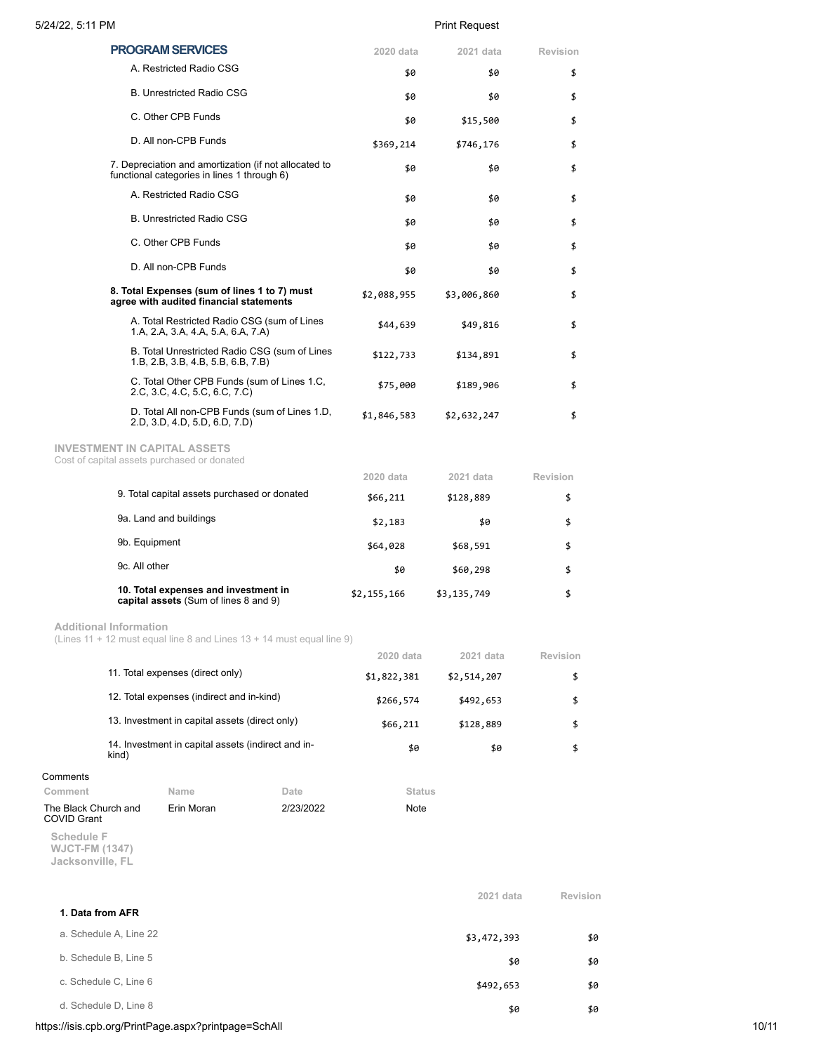| PROGRAM SERVICES | 2020 data | 2021 data | Revision |
|---|---|---|---|
| A. Restricted Radio CSG | $0 | $0 | $ |
| B. Unrestricted Radio CSG | $0 | $0 | $ |
| C. Other CPB Funds | $0 | $15,500 | $ |
| D. All non-CPB Funds | $369,214 | $746,176 | $ |
| 7. Depreciation and amortization (if not allocated to functional categories in lines 1 through 6) | $0 | $0 | $ |
| A. Restricted Radio CSG | $0 | $0 | $ |
| B. Unrestricted Radio CSG | $0 | $0 | $ |
| C. Other CPB Funds | $0 | $0 | $ |
| D. All non-CPB Funds | $0 | $0 | $ |
| **8. Total Expenses (sum of lines 1 to 7) must agree with audited financial statements** | $2,088,955 | $3,006,860 | $ |
| A. Total Restricted Radio CSG (sum of Lines 1.A, 2.A, 3.A, 4.A, 5.A, 6.A, 7.A) | $44,639 | $49,816 | $ |
| B. Total Unrestricted Radio CSG (sum of Lines 1.B, 2.B, 3.B, 4.B, 5.B, 6.B, 7.B) | $122,733 | $134,891 | $ |
| C. Total Other CPB Funds (sum of Lines 1.C, 2.C, 3.C, 4.C, 5.C, 6.C, 7.C) | $75,000 | $189,906 | $ |
| D. Total All non-CPB Funds (sum of Lines 1.D, 2.D, 3.D, 4.D, 5.D, 6.D, 7.D) | $1,846,583 | $2,632,247 | $ |

**INVESTMENT IN CAPITAL ASSETS**

Cost of capital assets purchased or donated

| | 2020 data | 2021 data | Revision |
|---|---|---|---|
| 9. Total capital assets purchased or donated | $66,211 | $128,889 | $ |
| 9a. Land and buildings | $2,183 | $0 | $ |
| 9b. Equipment | $64,028 | $68,591 | $ |
| 9c. All other | $0 | $60,298 | $ |
| **10. Total expenses and investment in capital assets** (Sum of lines 8 and 9) | $2,155,166 | $3,135,749 | $ |

**Additional Information**

(Lines 11 + 12 must equal line 8 and Lines 13 + 14 must equal line 9)

| | 2020 data | 2021 data | Revision |
|---|---|---|---|
| 11. Total expenses (direct only) | $1,822,381 | $2,514,207 | $ |
| 12. Total expenses (indirect and in-kind) | $266,574 | $492,653 | $ |
| 13. Investment in capital assets (direct only) | $66,211 | $128,889 | $ |
| 14. Investment in capital assets (indirect and in-kind) | $0 | $0 | $ |

Comments

| Comment | Name | Date | Status |
|---|---|---|---|
| The Black Church and COVID Grant | Erin Moran | 2/23/2022 | Note |

**Schedule F**
**WJCT-FM (1347)**
**Jacksonville, FL**

| | 2021 data | Revision |
|---|---|---|
| **1. Data from AFR** | | |
| a. Schedule A, Line 22 | $3,472,393 | $0 |
| b. Schedule B, Line 5 | $0 | $0 |
| c. Schedule C, Line 6 | $492,653 | $0 |
| d. Schedule D, Line 8 | $0 | $0 |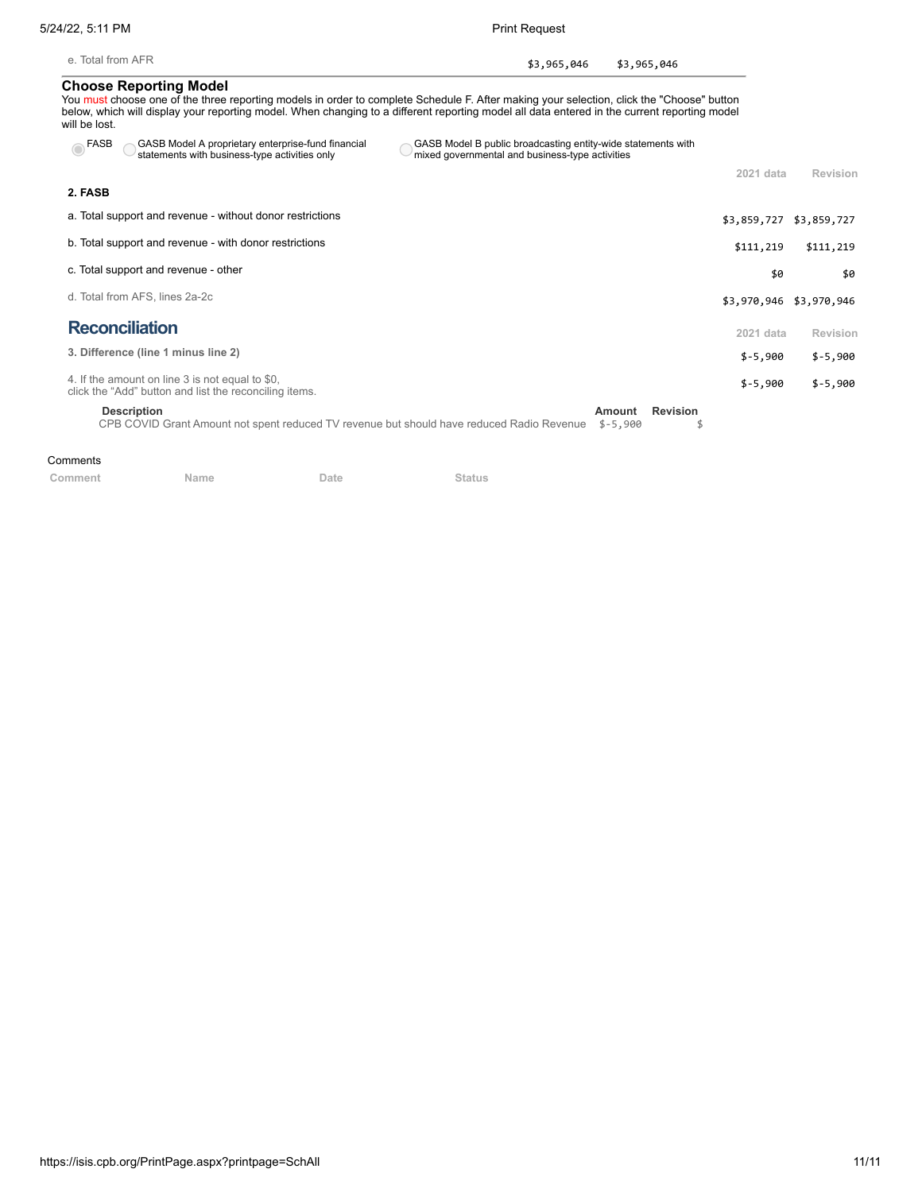| | | |
|---|---|---|
| e. Total from AFR | $3,965,046 | $3,965,046 |

### Choose Reporting Model

You must choose one of the three reporting models in order to complete Schedule F. After making your selection, click the "Choose" button below, which will display your reporting model. When changing to a different reporting model all data entered in the current reporting model will be lost.

- (●) FASB
- ( ) GASB Model A proprietary enterprise-fund financial statements with business-type activities only
- ( ) GASB Model B public broadcasting entity-wide statements with mixed governmental and business-type activities

| | 2021 data | Revision |
|---|---|---|
| **2. FASB** | | |
| a. Total support and revenue - without donor restrictions | $3,859,727 | $3,859,727 |
| b. Total support and revenue - with donor restrictions | $111,219 | $111,219 |
| c. Total support and revenue - other | $0 | $0 |
| d. Total from AFS, lines 2a-2c | $3,970,946 | $3,970,946 |

## Reconciliation

| | 2021 data | Revision |
|---|---|---|
| **3. Difference (line 1 minus line 2)** | $-5,900 | $-5,900 |
| 4. If the amount on line 3 is not equal to $0, click the "Add" button and list the reconciling items. | $-5,900 | $-5,900 |

| Description | Amount | Revision |
|---|---|---|
| CPB COVID Grant Amount not spent reduced TV revenue but should have reduced Radio Revenue | $-5,900 | $ |

Comments

| Comment | Name | Date | Status |
|---|---|---|---|